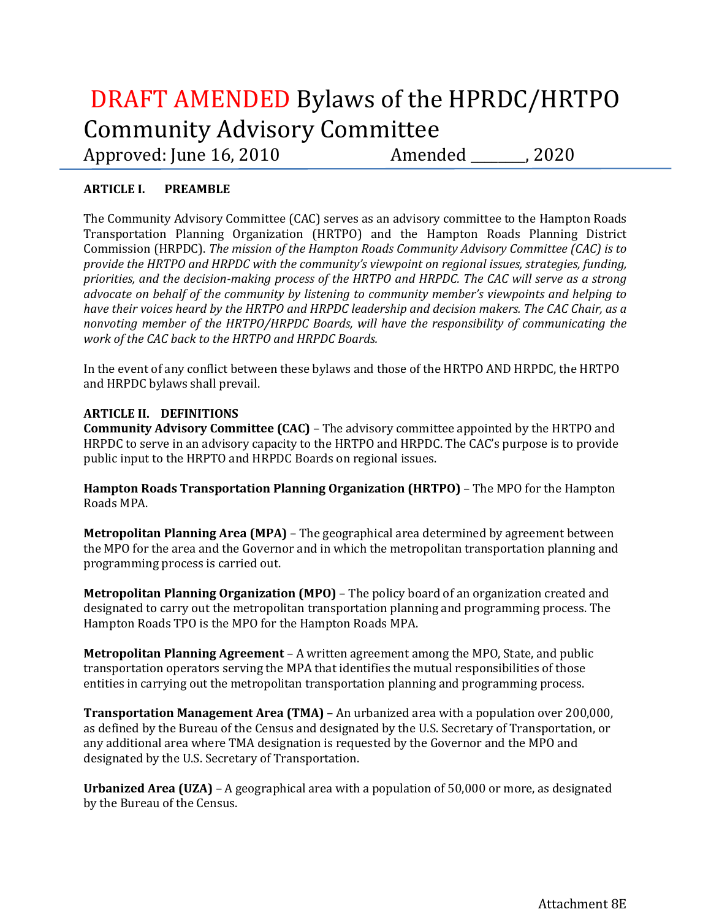# DRAFT AMENDED Bylaws of the HPRDC/HRTPO Community Advisory Committee

Approved: June 16, 2010 Amended ________, 2020

**ARTICLE I. PREAMBLE**

The Community Advisory Committee (CAC) serves as an advisory committee to the Hampton Roads Transportation Planning Organization (HRTPO) and the Hampton Roads Planning District Commission (HRPDC). *The mission of the Hampton Roads Community Advisory Committee (CAC) is to provide the HRTPO and HRPDC with the community's viewpoint on regional issues, strategies, funding, priorities, and the decision-making process of the HRTPO and HRPDC. The CAC will serve as a strong advocate on behalf of the community by listening to community member's viewpoints and helping to have their voices heard by the HRTPO and HRPDC leadership and decision makers. The CAC Chair, as a nonvoting member of the HRTPO/HRPDC Boards, will have the responsibility of communicating the work of the CAC back to the HRTPO and HRPDC Boards.*

In the event of any conflict between these bylaws and those of the HRTPO AND HRPDC, the HRTPO and HRPDC bylaws shall prevail.

**ARTICLE II. DEFINITIONS**

**Community Advisory Committee (CAC)** – The advisory committee appointed by the HRTPO and HRPDC to serve in an advisory capacity to the HRTPO and HRPDC. The CAC's purpose is to provide public input to the HRPTO and HRPDC Boards on regional issues.

**Hampton Roads Transportation Planning Organization (HRTPO)** – The MPO for the Hampton Roads MPA.

**Metropolitan Planning Area (MPA)** – The geographical area determined by agreement between the MPO for the area and the Governor and in which the metropolitan transportation planning and programming process is carried out.

**Metropolitan Planning Organization (MPO)** – The policy board of an organization created and designated to carry out the metropolitan transportation planning and programming process. The Hampton Roads TPO is the MPO for the Hampton Roads MPA.

**Metropolitan Planning Agreement** – A written agreement among the MPO, State, and public transportation operators serving the MPA that identifies the mutual responsibilities of those entities in carrying out the metropolitan transportation planning and programming process.

**Transportation Management Area (TMA)** – An urbanized area with a population over 200,000, as defined by the Bureau of the Census and designated by the U.S. Secretary of Transportation, or any additional area where TMA designation is requested by the Governor and the MPO and designated by the U.S. Secretary of Transportation.

**Urbanized Area (UZA)** – A geographical area with a population of 50,000 or more, as designated by the Bureau of the Census.

Attachment 8E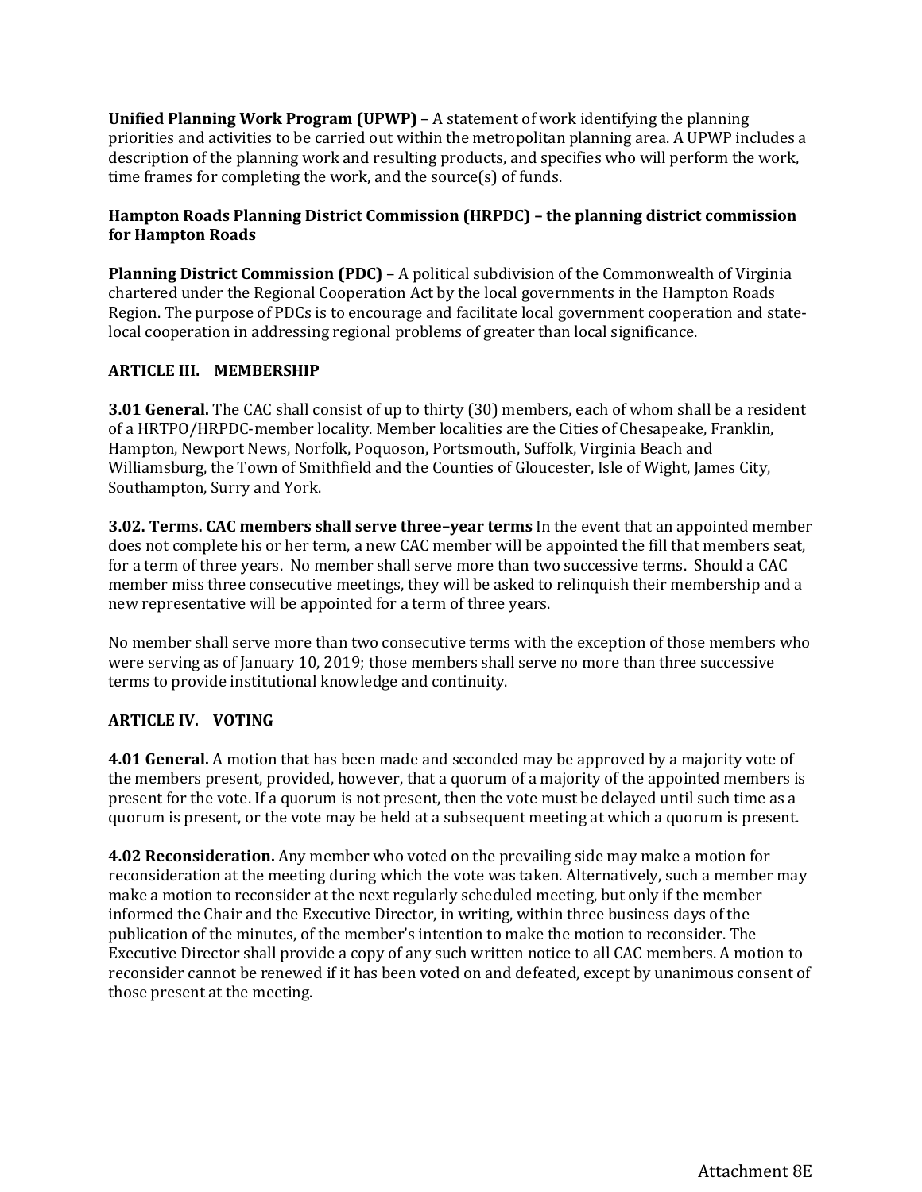**Unified Planning Work Program (UPWP)** – A statement of work identifying the planning priorities and activities to be carried out within the metropolitan planning area. A UPWP includes a description of the planning work and resulting products, and specifies who will perform the work, time frames for completing the work, and the source(s) of funds.

**Hampton Roads Planning District Commission (HRPDC) – the planning district commission for Hampton Roads**

**Planning District Commission (PDC)** – A political subdivision of the Commonwealth of Virginia chartered under the Regional Cooperation Act by the local governments in the Hampton Roads Region. The purpose of PDCs is to encourage and facilitate local government cooperation and state-local cooperation in addressing regional problems of greater than local significance.

## ARTICLE III. MEMBERSHIP

**3.01 General.** The CAC shall consist of up to thirty (30) members, each of whom shall be a resident of a HRTPO/HRPDC-member locality. Member localities are the Cities of Chesapeake, Franklin, Hampton, Newport News, Norfolk, Poquoson, Portsmouth, Suffolk, Virginia Beach and Williamsburg, the Town of Smithfield and the Counties of Gloucester, Isle of Wight, James City, Southampton, Surry and York.

**3.02. Terms. CAC members shall serve three–year terms** In the event that an appointed member does not complete his or her term, a new CAC member will be appointed the fill that members seat, for a term of three years. No member shall serve more than two successive terms. Should a CAC member miss three consecutive meetings, they will be asked to relinquish their membership and a new representative will be appointed for a term of three years.

No member shall serve more than two consecutive terms with the exception of those members who were serving as of January 10, 2019; those members shall serve no more than three successive terms to provide institutional knowledge and continuity.

## ARTICLE IV. VOTING

**4.01 General.** A motion that has been made and seconded may be approved by a majority vote of the members present, provided, however, that a quorum of a majority of the appointed members is present for the vote. If a quorum is not present, then the vote must be delayed until such time as a quorum is present, or the vote may be held at a subsequent meeting at which a quorum is present.

**4.02 Reconsideration.** Any member who voted on the prevailing side may make a motion for reconsideration at the meeting during which the vote was taken. Alternatively, such a member may make a motion to reconsider at the next regularly scheduled meeting, but only if the member informed the Chair and the Executive Director, in writing, within three business days of the publication of the minutes, of the member's intention to make the motion to reconsider. The Executive Director shall provide a copy of any such written notice to all CAC members. A motion to reconsider cannot be renewed if it has been voted on and defeated, except by unanimous consent of those present at the meeting.

Attachment 8E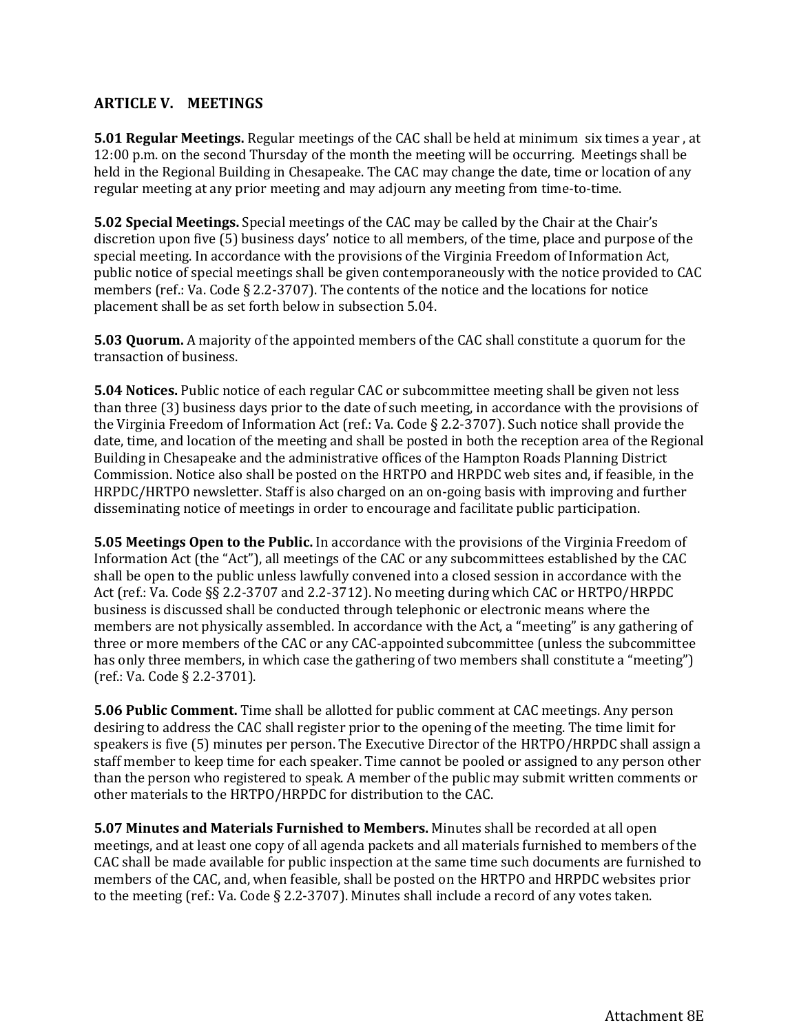## ARTICLE V. MEETINGS

**5.01 Regular Meetings.** Regular meetings of the CAC shall be held at minimum six times a year , at 12:00 p.m. on the second Thursday of the month the meeting will be occurring. Meetings shall be held in the Regional Building in Chesapeake. The CAC may change the date, time or location of any regular meeting at any prior meeting and may adjourn any meeting from time-to-time.

**5.02 Special Meetings.** Special meetings of the CAC may be called by the Chair at the Chair's discretion upon five (5) business days' notice to all members, of the time, place and purpose of the special meeting. In accordance with the provisions of the Virginia Freedom of Information Act, public notice of special meetings shall be given contemporaneously with the notice provided to CAC members (ref.: Va. Code § 2.2-3707). The contents of the notice and the locations for notice placement shall be as set forth below in subsection 5.04.

**5.03 Quorum.** A majority of the appointed members of the CAC shall constitute a quorum for the transaction of business.

**5.04 Notices.** Public notice of each regular CAC or subcommittee meeting shall be given not less than three (3) business days prior to the date of such meeting, in accordance with the provisions of the Virginia Freedom of Information Act (ref.: Va. Code § 2.2-3707). Such notice shall provide the date, time, and location of the meeting and shall be posted in both the reception area of the Regional Building in Chesapeake and the administrative offices of the Hampton Roads Planning District Commission. Notice also shall be posted on the HRTPO and HRPDC web sites and, if feasible, in the HRPDC/HRTPO newsletter. Staff is also charged on an on-going basis with improving and further disseminating notice of meetings in order to encourage and facilitate public participation.

**5.05 Meetings Open to the Public.** In accordance with the provisions of the Virginia Freedom of Information Act (the "Act"), all meetings of the CAC or any subcommittees established by the CAC shall be open to the public unless lawfully convened into a closed session in accordance with the Act (ref.: Va. Code §§ 2.2-3707 and 2.2-3712). No meeting during which CAC or HRTPO/HRPDC business is discussed shall be conducted through telephonic or electronic means where the members are not physically assembled. In accordance with the Act, a "meeting" is any gathering of three or more members of the CAC or any CAC-appointed subcommittee (unless the subcommittee has only three members, in which case the gathering of two members shall constitute a "meeting") (ref.: Va. Code § 2.2-3701).

**5.06 Public Comment.** Time shall be allotted for public comment at CAC meetings. Any person desiring to address the CAC shall register prior to the opening of the meeting. The time limit for speakers is five (5) minutes per person. The Executive Director of the HRTPO/HRPDC shall assign a staff member to keep time for each speaker. Time cannot be pooled or assigned to any person other than the person who registered to speak. A member of the public may submit written comments or other materials to the HRTPO/HRPDC for distribution to the CAC.

**5.07 Minutes and Materials Furnished to Members.** Minutes shall be recorded at all open meetings, and at least one copy of all agenda packets and all materials furnished to members of the CAC shall be made available for public inspection at the same time such documents are furnished to members of the CAC, and, when feasible, shall be posted on the HRTPO and HRPDC websites prior to the meeting (ref.: Va. Code § 2.2-3707). Minutes shall include a record of any votes taken.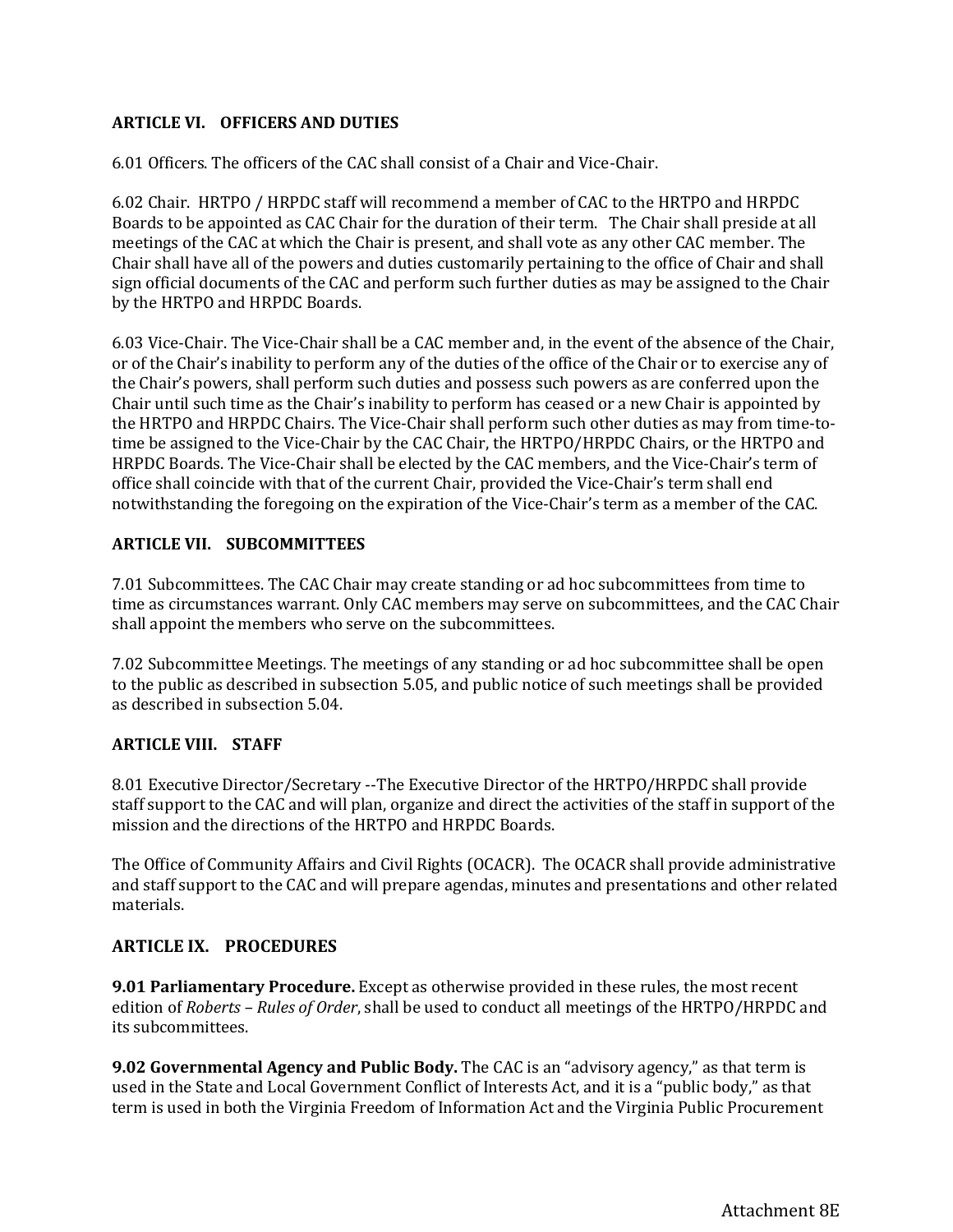## ARTICLE VI. OFFICERS AND DUTIES

6.01 Officers. The officers of the CAC shall consist of a Chair and Vice-Chair.

6.02 Chair. HRTPO / HRPDC staff will recommend a member of CAC to the HRTPO and HRPDC Boards to be appointed as CAC Chair for the duration of their term. The Chair shall preside at all meetings of the CAC at which the Chair is present, and shall vote as any other CAC member. The Chair shall have all of the powers and duties customarily pertaining to the office of Chair and shall sign official documents of the CAC and perform such further duties as may be assigned to the Chair by the HRTPO and HRPDC Boards.

6.03 Vice-Chair. The Vice-Chair shall be a CAC member and, in the event of the absence of the Chair, or of the Chair's inability to perform any of the duties of the office of the Chair or to exercise any of the Chair's powers, shall perform such duties and possess such powers as are conferred upon the Chair until such time as the Chair's inability to perform has ceased or a new Chair is appointed by the HRTPO and HRPDC Chairs. The Vice-Chair shall perform such other duties as may from time-to-time be assigned to the Vice-Chair by the CAC Chair, the HRTPO/HRPDC Chairs, or the HRTPO and HRPDC Boards. The Vice-Chair shall be elected by the CAC members, and the Vice-Chair's term of office shall coincide with that of the current Chair, provided the Vice-Chair's term shall end notwithstanding the foregoing on the expiration of the Vice-Chair's term as a member of the CAC.

## ARTICLE VII. SUBCOMMITTEES

7.01 Subcommittees. The CAC Chair may create standing or ad hoc subcommittees from time to time as circumstances warrant. Only CAC members may serve on subcommittees, and the CAC Chair shall appoint the members who serve on the subcommittees.

7.02 Subcommittee Meetings. The meetings of any standing or ad hoc subcommittee shall be open to the public as described in subsection 5.05, and public notice of such meetings shall be provided as described in subsection 5.04.

## ARTICLE VIII. STAFF

8.01 Executive Director/Secretary --The Executive Director of the HRTPO/HRPDC shall provide staff support to the CAC and will plan, organize and direct the activities of the staff in support of the mission and the directions of the HRTPO and HRPDC Boards.

The Office of Community Affairs and Civil Rights (OCACR). The OCACR shall provide administrative and staff support to the CAC and will prepare agendas, minutes and presentations and other related materials.

## ARTICLE IX. PROCEDURES

**9.01 Parliamentary Procedure.** Except as otherwise provided in these rules, the most recent edition of *Roberts – Rules of Order*, shall be used to conduct all meetings of the HRTPO/HRPDC and its subcommittees.

**9.02 Governmental Agency and Public Body.** The CAC is an "advisory agency," as that term is used in the State and Local Government Conflict of Interests Act, and it is a "public body," as that term is used in both the Virginia Freedom of Information Act and the Virginia Public Procurement

Attachment 8E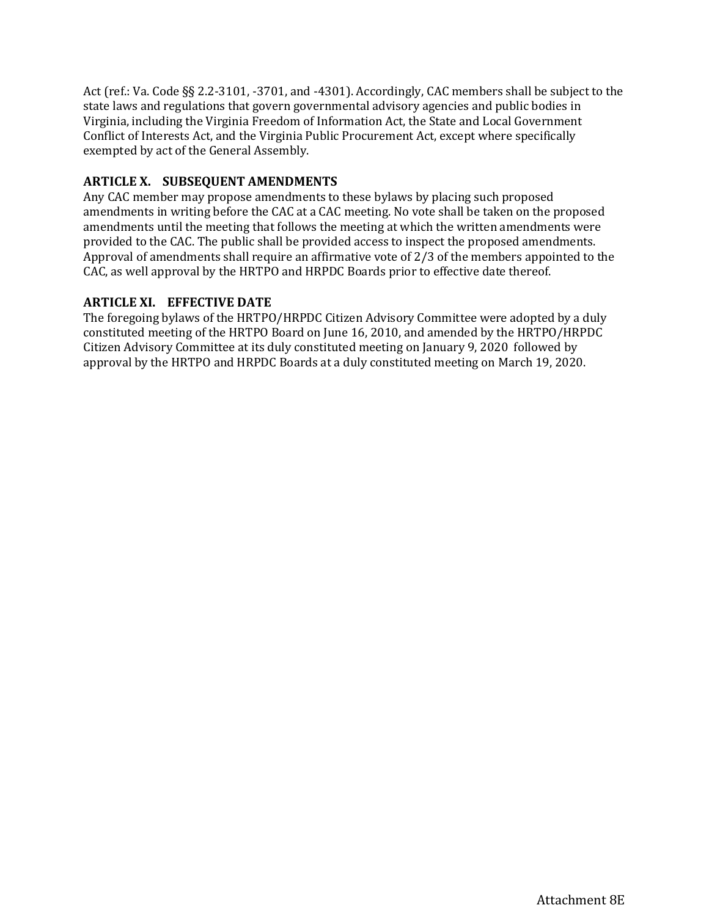Act (ref.: Va. Code §§ 2.2-3101, -3701, and -4301). Accordingly, CAC members shall be subject to the state laws and regulations that govern governmental advisory agencies and public bodies in Virginia, including the Virginia Freedom of Information Act, the State and Local Government Conflict of Interests Act, and the Virginia Public Procurement Act, except where specifically exempted by act of the General Assembly.

## ARTICLE X. SUBSEQUENT AMENDMENTS

Any CAC member may propose amendments to these bylaws by placing such proposed amendments in writing before the CAC at a CAC meeting. No vote shall be taken on the proposed amendments until the meeting that follows the meeting at which the written amendments were provided to the CAC. The public shall be provided access to inspect the proposed amendments. Approval of amendments shall require an affirmative vote of 2/3 of the members appointed to the CAC, as well approval by the HRTPO and HRPDC Boards prior to effective date thereof.

## ARTICLE XI. EFFECTIVE DATE

The foregoing bylaws of the HRTPO/HRPDC Citizen Advisory Committee were adopted by a duly constituted meeting of the HRTPO Board on June 16, 2010, and amended by the HRTPO/HRPDC Citizen Advisory Committee at its duly constituted meeting on January 9, 2020 followed by approval by the HRTPO and HRPDC Boards at a duly constituted meeting on March 19, 2020.

Attachment 8E